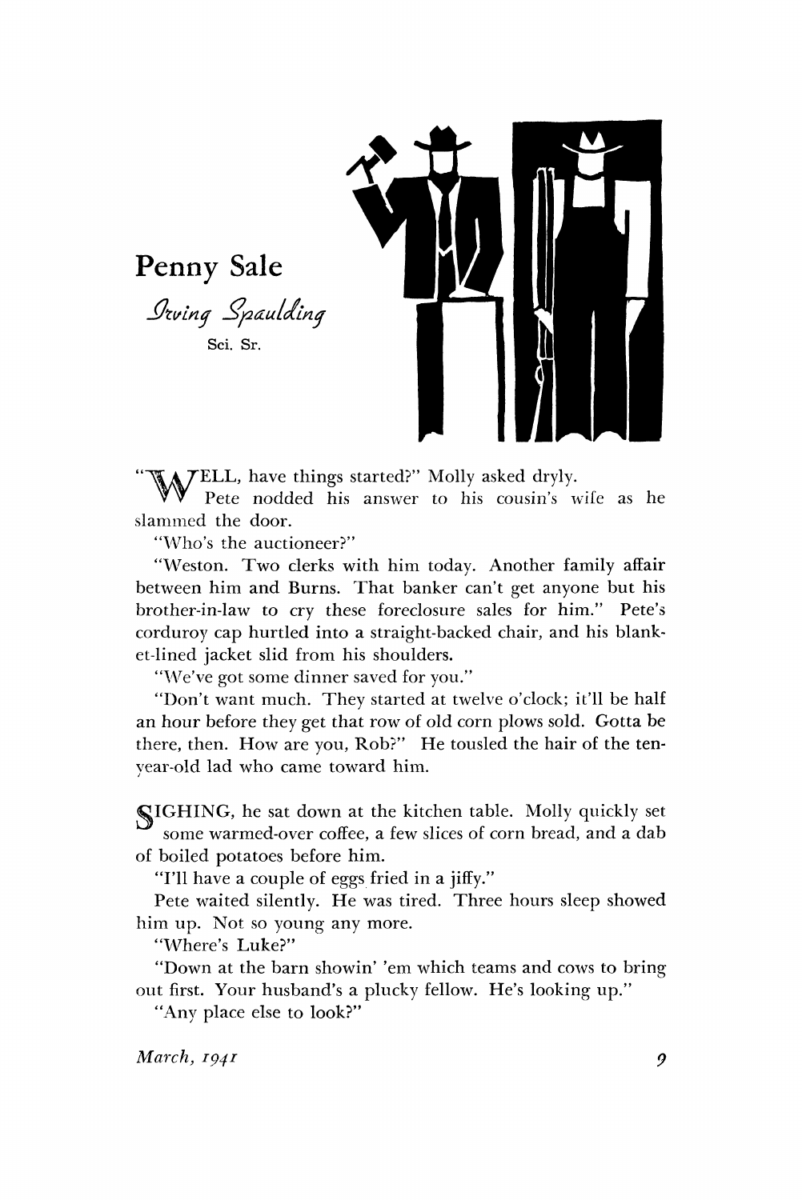# Penny Sale

*Irving Spaulding*

Sci. Sr.

"WELL, have things started?" Molly asked dryly.

Pete nodded his answer to his cousin's wife as he slammed the door.

"Who's the auctioneer?"

"Weston. Two clerks with him today. Another family affair between him and Burns. That banker can't get anyone but his brother-in-law to cry these foreclosure sales for him." Pete's corduroy cap hurtled into a straight-backed chair, and his blanket-lined jacket slid from his shoulders.

"We've got some dinner saved for you."

"Don't want much. They started at twelve o'clock; it'll be half an hour before they get that row of old corn plows sold. Gotta be there, then. How are you, Rob?" He tousled the hair of the ten-year-old lad who came toward him.

SIGHING, he sat down at the kitchen table. Molly quickly set some warmed-over coffee, a few slices of corn bread, and a dab of boiled potatoes before him.

"I'll have a couple of eggs fried in a jiffy."

Pete waited silently. He was tired. Three hours sleep showed him up. Not so young any more.

"Where's Luke?"

"Down at the barn showin' 'em which teams and cows to bring out first. Your husband's a plucky fellow. He's looking up."

"Any place else to look?"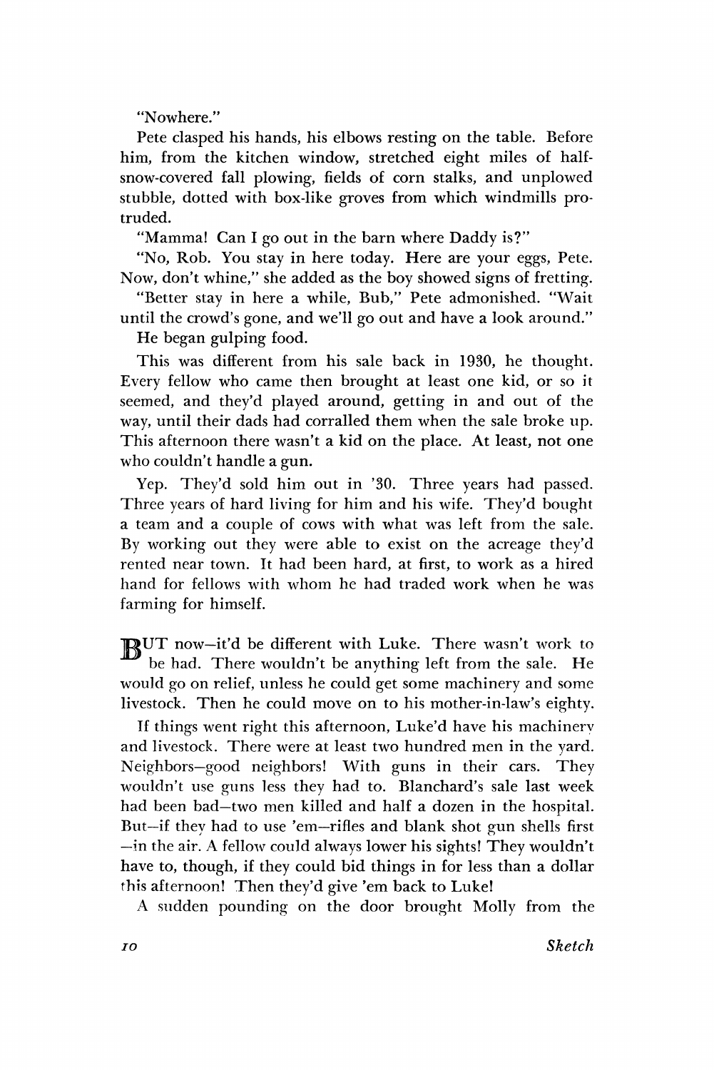"Nowhere."

Pete clasped his hands, his elbows resting on the table. Before him, from the kitchen window, stretched eight miles of half-snow-covered fall plowing, fields of corn stalks, and unplowed stubble, dotted with box-like groves from which windmills protruded.

"Mamma! Can I go out in the barn where Daddy is?"

"No, Rob. You stay in here today. Here are your eggs, Pete. Now, don't whine," she added as the boy showed signs of fretting.

"Better stay in here a while, Bub," Pete admonished. "Wait until the crowd's gone, and we'll go out and have a look around."

He began gulping food.

This was different from his sale back in 1930, he thought. Every fellow who came then brought at least one kid, or so it seemed, and they'd played around, getting in and out of the way, until their dads had corralled them when the sale broke up. This afternoon there wasn't a kid on the place. At least, not one who couldn't handle a gun.

Yep. They'd sold him out in '30. Three years had passed. Three years of hard living for him and his wife. They'd bought a team and a couple of cows with what was left from the sale. By working out they were able to exist on the acreage they'd rented near town. It had been hard, at first, to work as a hired hand for fellows with whom he had traded work when he was farming for himself.

BUT now—it'd be different with Luke. There wasn't work to be had. There wouldn't be anything left from the sale. He would go on relief, unless he could get some machinery and some livestock. Then he could move on to his mother-in-law's eighty.

If things went right this afternoon, Luke'd have his machinery and livestock. There were at least two hundred men in the yard. Neighbors—good neighbors! With guns in their cars. They wouldn't use guns less they had to. Blanchard's sale last week had been bad—two men killed and half a dozen in the hospital. But—if they had to use 'em—rifles and blank shot gun shells first—in the air. A fellow could always lower his sights! They wouldn't have to, though, if they could bid things in for less than a dollar this afternoon! Then they'd give 'em back to Luke!

A sudden pounding on the door brought Molly from the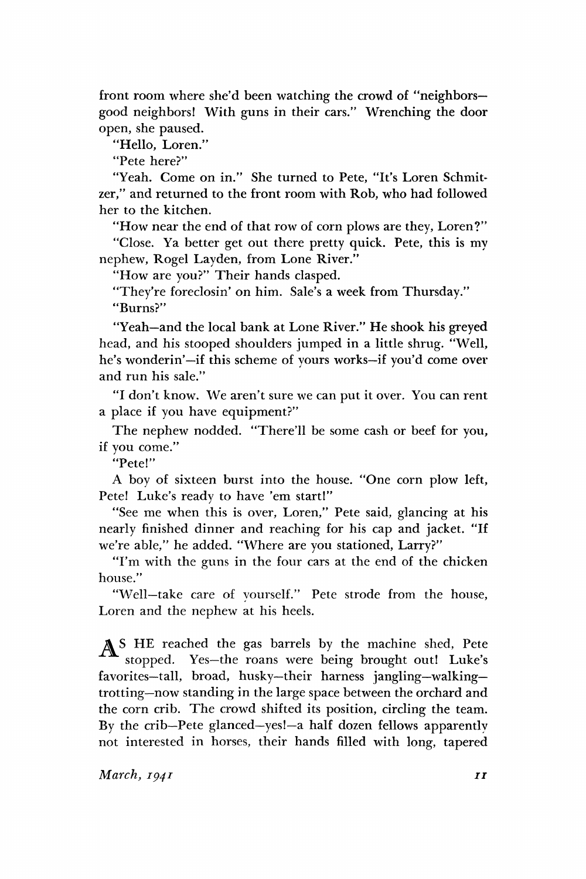front room where she'd been watching the crowd of "neighbors—good neighbors! With guns in their cars." Wrenching the door open, she paused.

"Hello, Loren."

"Pete here?"

"Yeah. Come on in." She turned to Pete, "It's Loren Schmitzer," and returned to the front room with Rob, who had followed her to the kitchen.

"How near the end of that row of corn plows are they, Loren?"

"Close. Ya better get out there pretty quick. Pete, this is my nephew, Rogel Layden, from Lone River."

"How are you?" Their hands clasped.

"They're foreclosin' on him. Sale's a week from Thursday."

"Burns?"

"Yeah—and the local bank at Lone River." He shook his greyed head, and his stooped shoulders jumped in a little shrug. "Well, he's wonderin'—if this scheme of yours works—if you'd come over and run his sale."

"I don't know. We aren't sure we can put it over. You can rent a place if you have equipment?"

The nephew nodded. "There'll be some cash or beef for you, if you come."

"Pete!"

A boy of sixteen burst into the house. "One corn plow left, Pete! Luke's ready to have 'em start!"

"See me when this is over, Loren," Pete said, glancing at his nearly finished dinner and reaching for his cap and jacket. "If we're able," he added. "Where are you stationed, Larry?"

"I'm with the guns in the four cars at the end of the chicken house."

"Well—take care of yourself." Pete strode from the house, Loren and the nephew at his heels.

AS HE reached the gas barrels by the machine shed, Pete stopped. Yes—the roans were being brought out! Luke's favorites—tall, broad, husky—their harness jangling—walking—trotting—now standing in the large space between the orchard and the corn crib. The crowd shifted its position, circling the team. By the crib—Pete glanced—yes!—a half dozen fellows apparently not interested in horses, their hands filled with long, tapered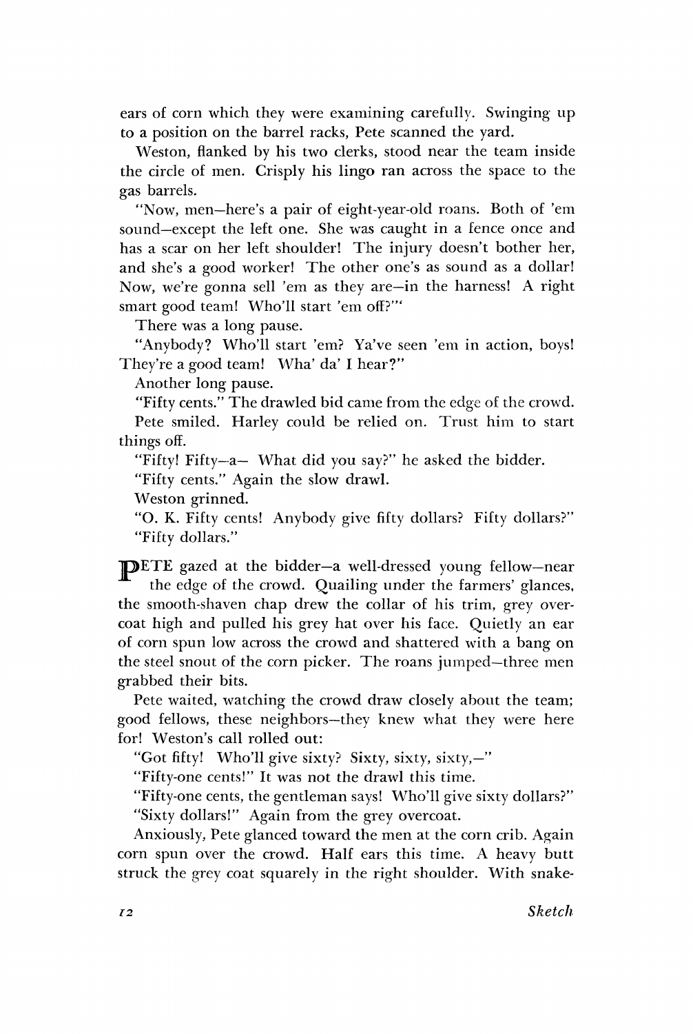ears of corn which they were examining carefully. Swinging up to a position on the barrel racks, Pete scanned the yard.

Weston, flanked by his two clerks, stood near the team inside the circle of men. Crisply his lingo ran across the space to the gas barrels.

"Now, men—here's a pair of eight-year-old roans. Both of 'em sound—except the left one. She was caught in a fence once and has a scar on her left shoulder! The injury doesn't bother her, and she's a good worker! The other one's as sound as a dollar! Now, we're gonna sell 'em as they are—in the harness! A right smart good team! Who'll start 'em off?"

There was a long pause.

"Anybody? Who'll start 'em? Ya've seen 'em in action, boys! They're a good team! Wha' da' I hear?"

Another long pause.

"Fifty cents." The drawled bid came from the edge of the crowd.

Pete smiled. Harley could be relied on. Trust him to start things off.

"Fifty! Fifty—a— What did you say?" he asked the bidder.

"Fifty cents." Again the slow drawl.

Weston grinned.

"O. K. Fifty cents! Anybody give fifty dollars? Fifty dollars?"

"Fifty dollars."

PETE gazed at the bidder—a well-dressed young fellow—near the edge of the crowd. Quailing under the farmers' glances, the smooth-shaven chap drew the collar of his trim, grey overcoat high and pulled his grey hat over his face. Quietly an ear of corn spun low across the crowd and shattered with a bang on the steel snout of the corn picker. The roans jumped—three men grabbed their bits.

Pete waited, watching the crowd draw closely about the team; good fellows, these neighbors—they knew what they were here for! Weston's call rolled out:

"Got fifty! Who'll give sixty? Sixty, sixty, sixty,—"

"Fifty-one cents!" It was not the drawl this time.

"Fifty-one cents, the gentleman says! Who'll give sixty dollars?"

"Sixty dollars!" Again from the grey overcoat.

Anxiously, Pete glanced toward the men at the corn crib. Again corn spun over the crowd. Half ears this time. A heavy butt struck the grey coat squarely in the right shoulder. With snake-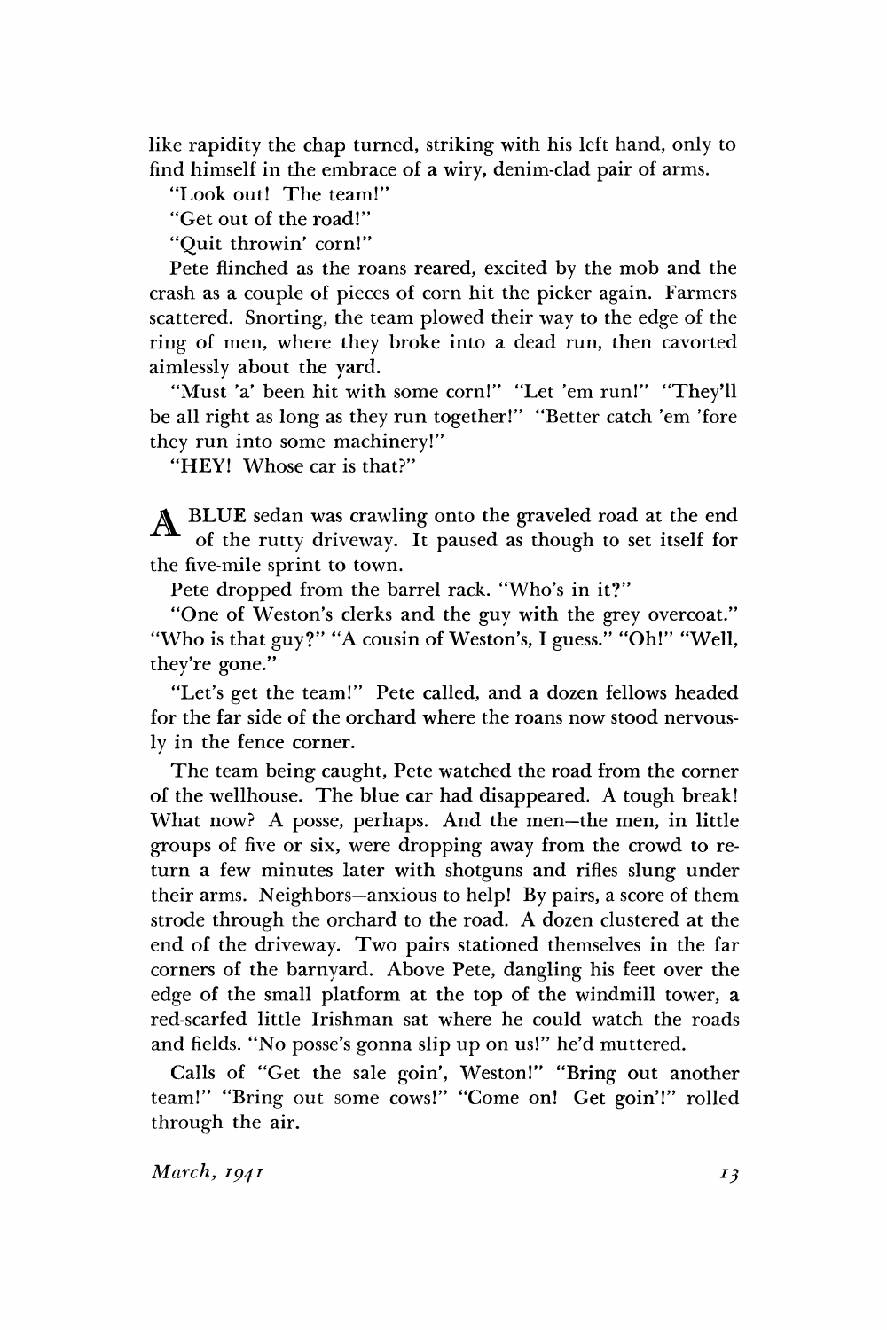like rapidity the chap turned, striking with his left hand, only to find himself in the embrace of a wiry, denim-clad pair of arms.

"Look out! The team!"

"Get out of the road!"

"Quit throwin' corn!"

Pete flinched as the roans reared, excited by the mob and the crash as a couple of pieces of corn hit the picker again. Farmers scattered. Snorting, the team plowed their way to the edge of the ring of men, where they broke into a dead run, then cavorted aimlessly about the yard.

"Must 'a' been hit with some corn!" "Let 'em run!" "They'll be all right as long as they run together!" "Better catch 'em 'fore they run into some machinery!"

"HEY! Whose car is that?"

A BLUE sedan was crawling onto the graveled road at the end of the rutty driveway. It paused as though to set itself for the five-mile sprint to town.

Pete dropped from the barrel rack. "Who's in it?"

"One of Weston's clerks and the guy with the grey overcoat." "Who is that guy?" "A cousin of Weston's, I guess." "Oh!" "Well, they're gone."

"Let's get the team!" Pete called, and a dozen fellows headed for the far side of the orchard where the roans now stood nervously in the fence corner.

The team being caught, Pete watched the road from the corner of the wellhouse. The blue car had disappeared. A tough break! What now? A posse, perhaps. And the men—the men, in little groups of five or six, were dropping away from the crowd to return a few minutes later with shotguns and rifles slung under their arms. Neighbors—anxious to help! By pairs, a score of them strode through the orchard to the road. A dozen clustered at the end of the driveway. Two pairs stationed themselves in the far corners of the barnyard. Above Pete, dangling his feet over the edge of the small platform at the top of the windmill tower, a red-scarfed little Irishman sat where he could watch the roads and fields. "No posse's gonna slip up on us!" he'd muttered.

Calls of "Get the sale goin', Weston!" "Bring out another team!" "Bring out some cows!" "Come on! Get goin'!" rolled through the air.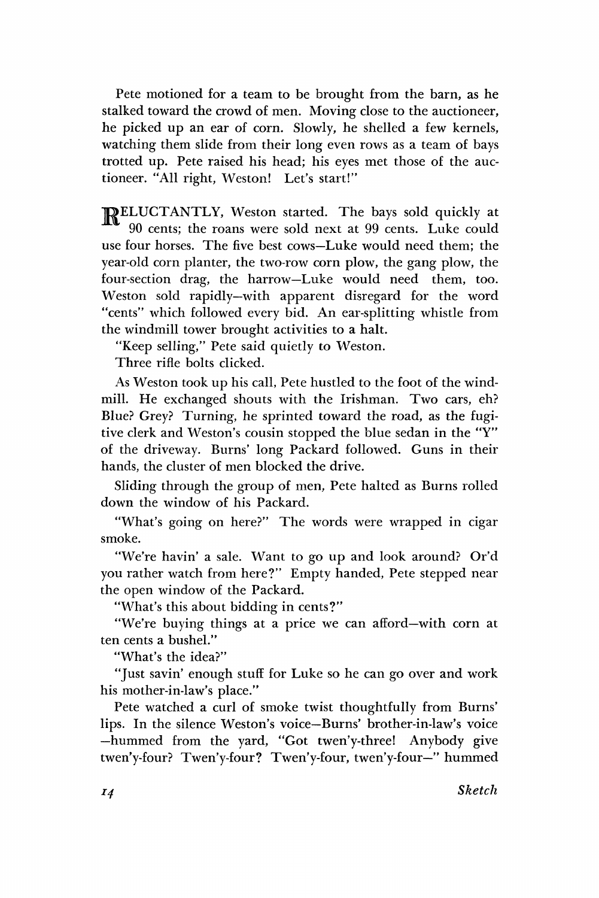Pete motioned for a team to be brought from the barn, as he stalked toward the crowd of men. Moving close to the auctioneer, he picked up an ear of corn. Slowly, he shelled a few kernels, watching them slide from their long even rows as a team of bays trotted up. Pete raised his head; his eyes met those of the auctioneer. "All right, Weston! Let's start!"

RELUCTANTLY, Weston started. The bays sold quickly at 90 cents; the roans were sold next at 99 cents. Luke could use four horses. The five best cows—Luke would need them; the year-old corn planter, the two-row corn plow, the gang plow, the four-section drag, the harrow—Luke would need them, too. Weston sold rapidly—with apparent disregard for the word "cents" which followed every bid. An ear-splitting whistle from the windmill tower brought activities to a halt.

"Keep selling," Pete said quietly to Weston.

Three rifle bolts clicked.

As Weston took up his call, Pete hustled to the foot of the windmill. He exchanged shouts with the Irishman. Two cars, eh? Blue? Grey? Turning, he sprinted toward the road, as the fugitive clerk and Weston's cousin stopped the blue sedan in the "Y" of the driveway. Burns' long Packard followed. Guns in their hands, the cluster of men blocked the drive.

Sliding through the group of men, Pete halted as Burns rolled down the window of his Packard.

"What's going on here?" The words were wrapped in cigar smoke.

"We're havin' a sale. Want to go up and look around? Or'd you rather watch from here?" Empty handed, Pete stepped near the open window of the Packard.

"What's this about bidding in cents?"

"We're buying things at a price we can afford—with corn at ten cents a bushel."

"What's the idea?"

"Just savin' enough stuff for Luke so he can go over and work his mother-in-law's place."

Pete watched a curl of smoke twist thoughtfully from Burns' lips. In the silence Weston's voice—Burns' brother-in-law's voice—hummed from the yard, "Got twen'y-three! Anybody give twen'y-four? Twen'y-four? Twen'y-four, twen'y-four—" hummed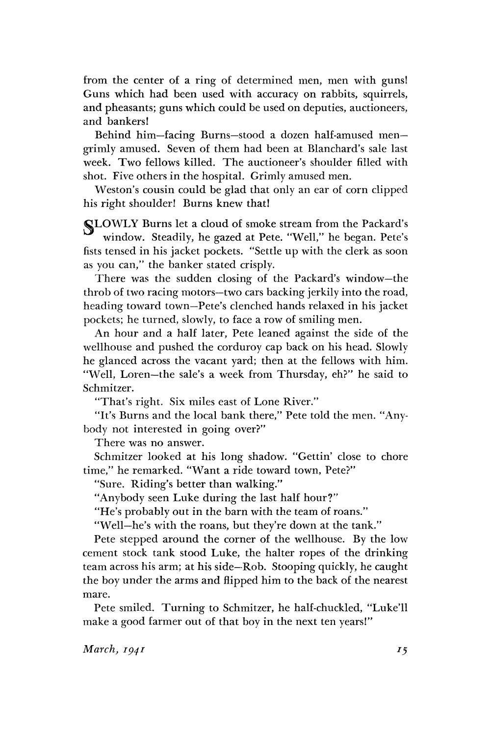from the center of a ring of determined men, men with guns! Guns which had been used with accuracy on rabbits, squirrels, and pheasants; guns which could be used on deputies, auctioneers, and bankers!

Behind him—facing Burns—stood a dozen half-amused men—grimly amused. Seven of them had been at Blanchard's sale last week. Two fellows killed. The auctioneer's shoulder filled with shot. Five others in the hospital. Grimly amused men.

Weston's cousin could be glad that only an ear of corn clipped his right shoulder! Burns knew that!

SLOWLY Burns let a cloud of smoke stream from the Packard's window. Steadily, he gazed at Pete. "Well," he began. Pete's fists tensed in his jacket pockets. "Settle up with the clerk as soon as you can," the banker stated crisply.

There was the sudden closing of the Packard's window—the throb of two racing motors—two cars backing jerkily into the road, heading toward town—Pete's clenched hands relaxed in his jacket pockets; he turned, slowly, to face a row of smiling men.

An hour and a half later, Pete leaned against the side of the wellhouse and pushed the corduroy cap back on his head. Slowly he glanced across the vacant yard; then at the fellows with him. "Well, Loren—the sale's a week from Thursday, eh?" he said to Schmitzer.

"That's right. Six miles east of Lone River."

"It's Burns and the local bank there," Pete told the men. "Anybody not interested in going over?"

There was no answer.

Schmitzer looked at his long shadow. "Gettin' close to chore time," he remarked. "Want a ride toward town, Pete?"

"Sure. Riding's better than walking."

"Anybody seen Luke during the last half hour?"

"He's probably out in the barn with the team of roans."

"Well—he's with the roans, but they're down at the tank."

Pete stepped around the corner of the wellhouse. By the low cement stock tank stood Luke, the halter ropes of the drinking team across his arm; at his side—Rob. Stooping quickly, he caught the boy under the arms and flipped him to the back of the nearest mare.

Pete smiled. Turning to Schmitzer, he half-chuckled, "Luke'll make a good farmer out of that boy in the next ten years!"